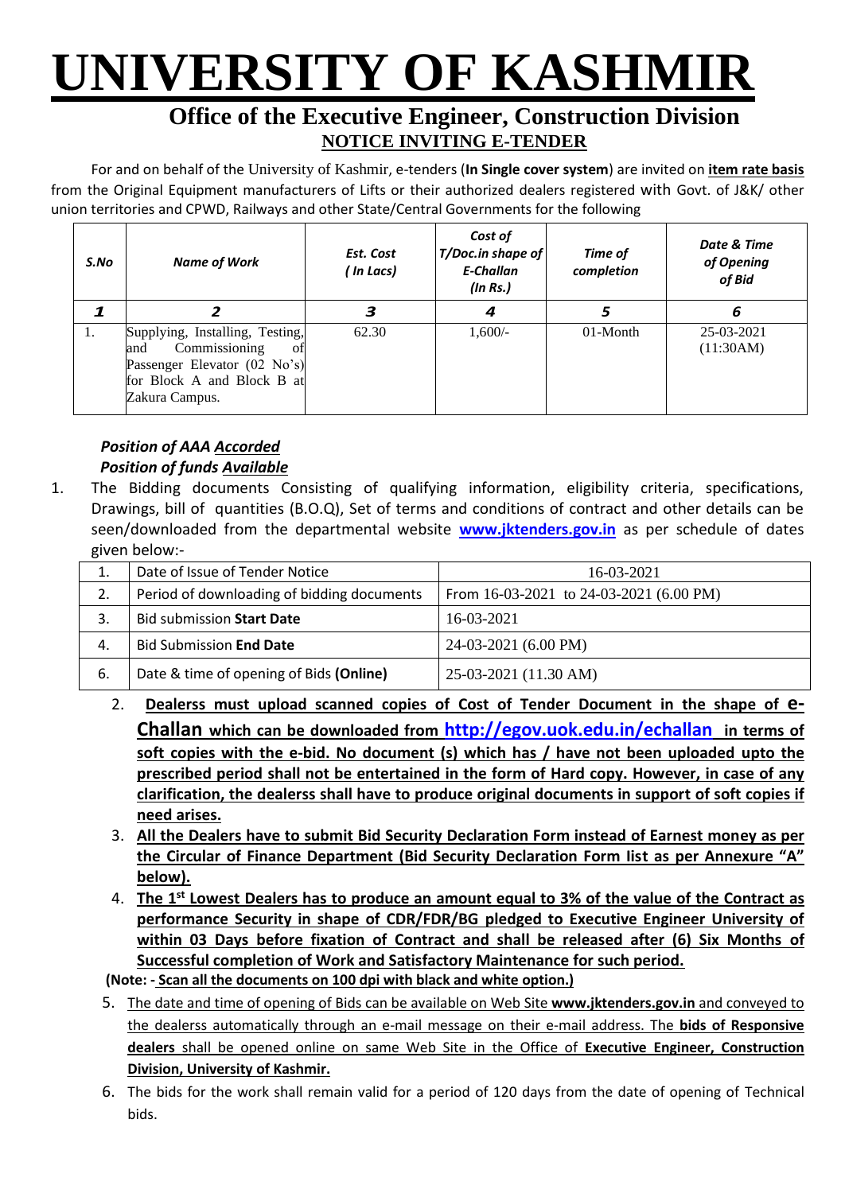# UNIVERSITY OF KASHMIR

## Office of the Executive Engineer, Construction Division

### NOTICE INVITING E-TENDER

For and on behalf of the University of Kashmir, e-tenders (**In Single cover system**) are invited on **item rate basis** from the Original Equipment manufacturers of Lifts or their authorized dealers registered with Govt. of J&K/ other union territories and CPWD, Railways and other State/Central Governments for the following

| *S.No* | *Name of Work* | *Est. Cost ( In Lacs)* | *Cost of T/Doc.in shape of E-Challan (In Rs.)* | *Time of completion* | *Date & Time of Opening of Bid* |
|---|---|---|---|---|---|
| *1* | *2* | *3* | *4* | *5* | *6* |
| 1. | Supplying, Installing, Testing, and Commissioning of Passenger Elevator (02 No's) for Block A and Block B at Zakura Campus. | 62.30 | 1,600/- | 01-Month | 25-03-2021 (11:30AM) |

***Position of AAA Accorded***
***Position of funds Available***

1. The Bidding documents Consisting of qualifying information, eligibility criteria, specifications, Drawings, bill of quantities (B.O.Q), Set of terms and conditions of contract and other details can be seen/downloaded from the departmental website **www.jktenders.gov.in** as per schedule of dates given below:-

| 1. | Date of Issue of Tender Notice | 16-03-2021 |
|---|---|---|
| 2. | Period of downloading of bidding documents | From 16-03-2021 to 24-03-2021 (6.00 PM) |
| 3. | Bid submission **Start Date** | 16-03-2021 |
| 4. | Bid Submission **End Date** | 24-03-2021 (6.00 PM) |
| 6. | Date & time of opening of Bids **(Online)** | 25-03-2021 (11.30 AM) |

2. **Dealerss must upload scanned copies of Cost of Tender Document in the shape of e-Challan which can be downloaded from http://egov.uok.edu.in/echallan in terms of soft copies with the e-bid. No document (s) which has / have not been uploaded upto the prescribed period shall not be entertained in the form of Hard copy. However, in case of any clarification, the dealerss shall have to produce original documents in support of soft copies if need arises.**
3. **All the Dealers have to submit Bid Security Declaration Form instead of Earnest money as per the Circular of Finance Department (Bid Security Declaration Form list as per Annexure "A" below).**
4. **The 1st Lowest Dealers has to produce an amount equal to 3% of the value of the Contract as performance Security in shape of CDR/FDR/BG pledged to Executive Engineer University of within 03 Days before fixation of Contract and shall be released after (6) Six Months of Successful completion of Work and Satisfactory Maintenance for such period.**

**(Note: - Scan all the documents on 100 dpi with black and white option.)**

5. The date and time of opening of Bids can be available on Web Site **www.jktenders.gov.in** and conveyed to the dealerss automatically through an e-mail message on their e-mail address. The **bids of Responsive dealers** shall be opened online on same Web Site in the Office of **Executive Engineer, Construction Division, University of Kashmir.**
6. The bids for the work shall remain valid for a period of 120 days from the date of opening of Technical bids.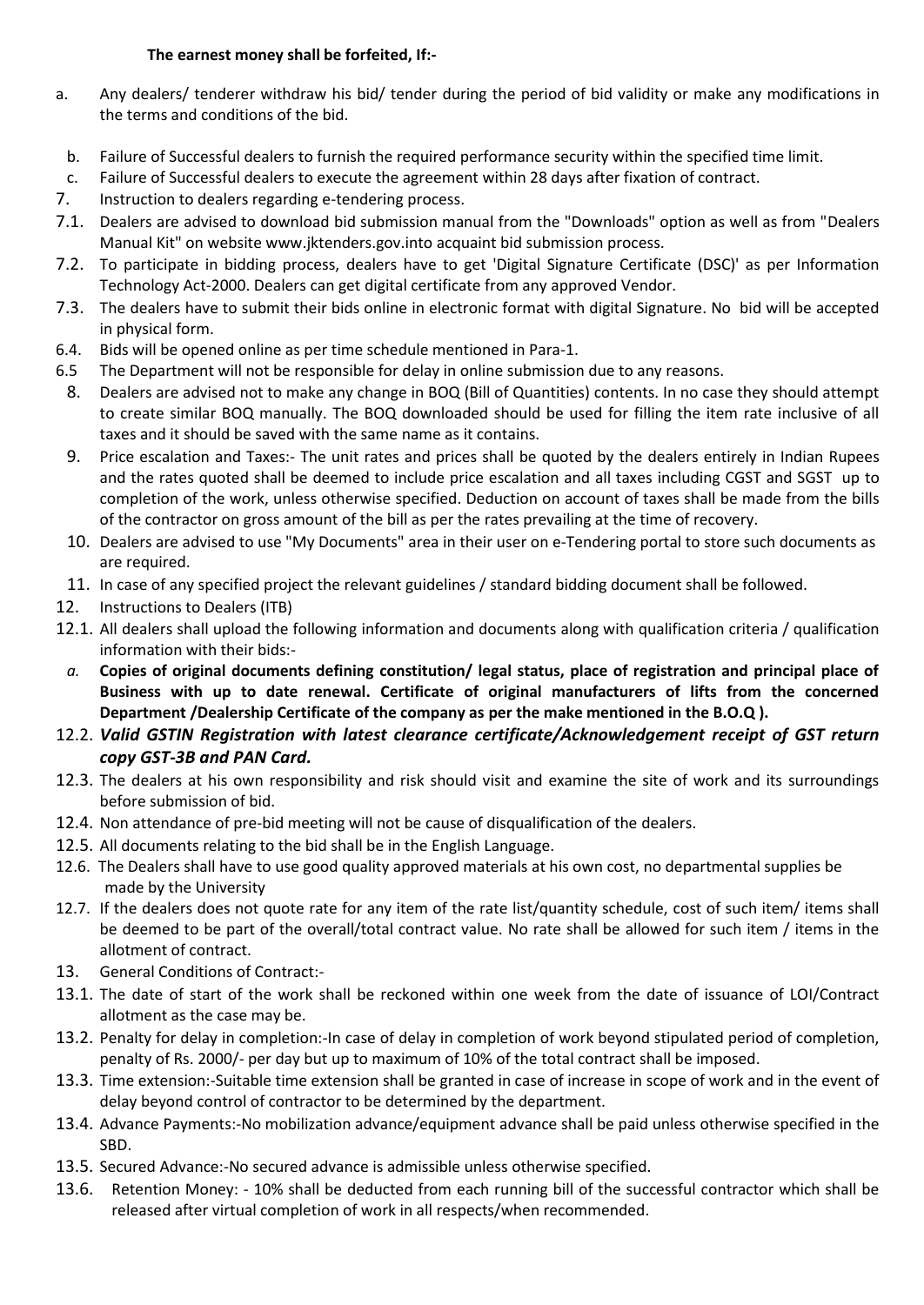**The earnest money shall be forfeited, If:-**

a. Any dealers/ tenderer withdraw his bid/ tender during the period of bid validity or make any modifications in the terms and conditions of the bid.

b. Failure of Successful dealers to furnish the required performance security within the specified time limit.

c. Failure of Successful dealers to execute the agreement within 28 days after fixation of contract.

7. Instruction to dealers regarding e-tendering process.

7.1. Dealers are advised to download bid submission manual from the "Downloads" option as well as from "Dealers Manual Kit" on website www.jktenders.gov.into acquaint bid submission process.

7.2. To participate in bidding process, dealers have to get 'Digital Signature Certificate (DSC)' as per Information Technology Act-2000. Dealers can get digital certificate from any approved Vendor.

7.3. The dealers have to submit their bids online in electronic format with digital Signature. No bid will be accepted in physical form.

6.4. Bids will be opened online as per time schedule mentioned in Para-1.

6.5 The Department will not be responsible for delay in online submission due to any reasons.

8. Dealers are advised not to make any change in BOQ (Bill of Quantities) contents. In no case they should attempt to create similar BOQ manually. The BOQ downloaded should be used for filling the item rate inclusive of all taxes and it should be saved with the same name as it contains.

9. Price escalation and Taxes:- The unit rates and prices shall be quoted by the dealers entirely in Indian Rupees and the rates quoted shall be deemed to include price escalation and all taxes including CGST and SGST up to completion of the work, unless otherwise specified. Deduction on account of taxes shall be made from the bills of the contractor on gross amount of the bill as per the rates prevailing at the time of recovery.

10. Dealers are advised to use "My Documents" area in their user on e-Tendering portal to store such documents as are required.

11. In case of any specified project the relevant guidelines / standard bidding document shall be followed.

12. Instructions to Dealers (ITB)

12.1. All dealers shall upload the following information and documents along with qualification criteria / qualification information with their bids:-

*a.* **Copies of original documents defining constitution/ legal status, place of registration and principal place of Business with up to date renewal. Certificate of original manufacturers of lifts from the concerned Department /Dealership Certificate of the company as per the make mentioned in the B.O.Q ).**

12.2. ***Valid GSTIN Registration with latest clearance certificate/Acknowledgement receipt of GST return copy GST-3B and PAN Card.***

12.3. The dealers at his own responsibility and risk should visit and examine the site of work and its surroundings before submission of bid.

12.4. Non attendance of pre-bid meeting will not be cause of disqualification of the dealers.

12.5. All documents relating to the bid shall be in the English Language.

12.6. The Dealers shall have to use good quality approved materials at his own cost, no departmental supplies be made by the University

12.7. If the dealers does not quote rate for any item of the rate list/quantity schedule, cost of such item/ items shall be deemed to be part of the overall/total contract value. No rate shall be allowed for such item / items in the allotment of contract.

13. General Conditions of Contract:-

13.1. The date of start of the work shall be reckoned within one week from the date of issuance of LOI/Contract allotment as the case may be.

13.2. Penalty for delay in completion:-In case of delay in completion of work beyond stipulated period of completion, penalty of Rs. 2000/- per day but up to maximum of 10% of the total contract shall be imposed.

13.3. Time extension:-Suitable time extension shall be granted in case of increase in scope of work and in the event of delay beyond control of contractor to be determined by the department.

13.4. Advance Payments:-No mobilization advance/equipment advance shall be paid unless otherwise specified in the SBD.

13.5. Secured Advance:-No secured advance is admissible unless otherwise specified.

13.6. Retention Money: - 10% shall be deducted from each running bill of the successful contractor which shall be released after virtual completion of work in all respects/when recommended.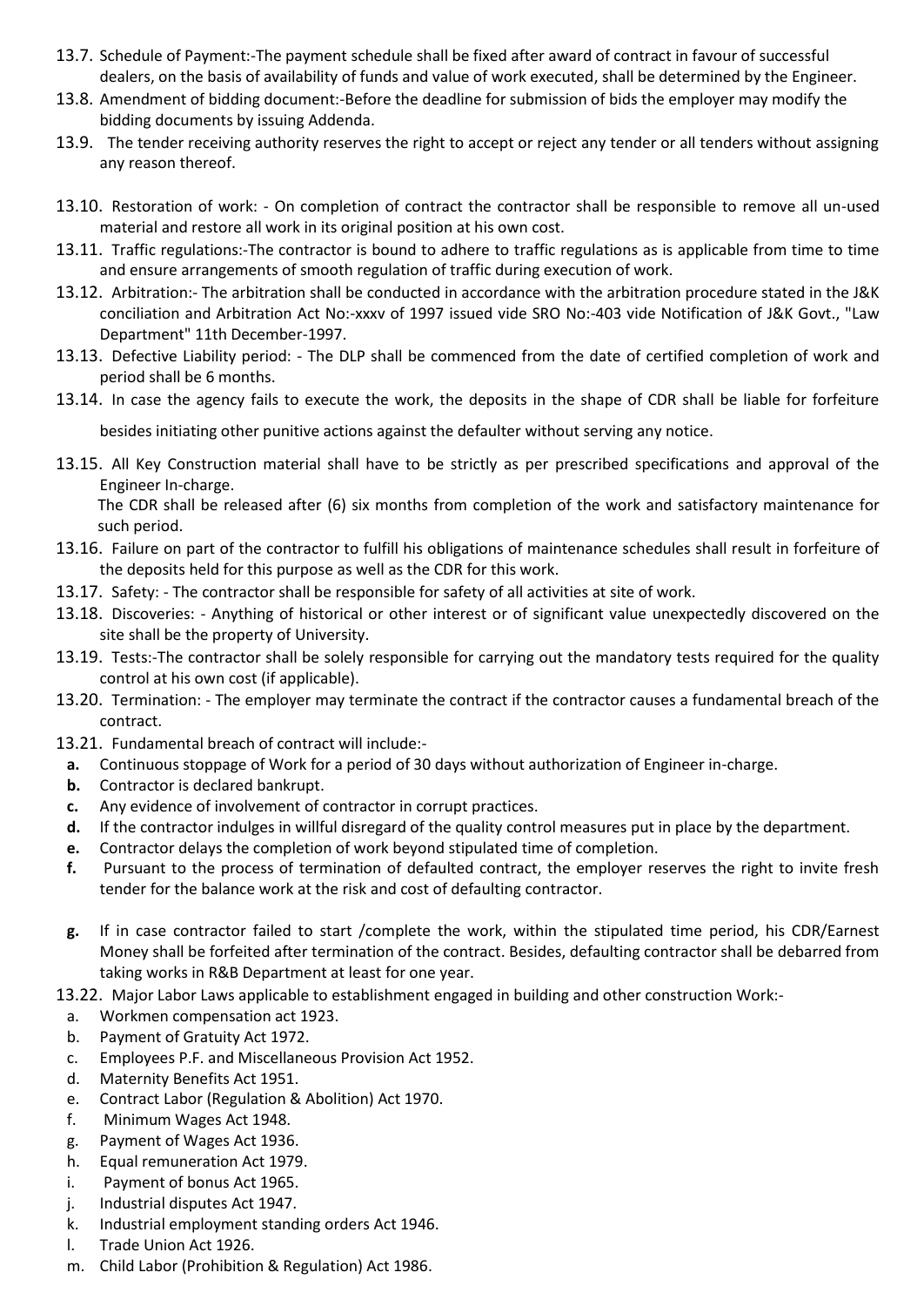13.7. Schedule of Payment:-The payment schedule shall be fixed after award of contract in favour of successful dealers, on the basis of availability of funds and value of work executed, shall be determined by the Engineer.

13.8. Amendment of bidding document:-Before the deadline for submission of bids the employer may modify the bidding documents by issuing Addenda.

13.9. The tender receiving authority reserves the right to accept or reject any tender or all tenders without assigning any reason thereof.

13.10. Restoration of work: - On completion of contract the contractor shall be responsible to remove all un-used material and restore all work in its original position at his own cost.

13.11. Traffic regulations:-The contractor is bound to adhere to traffic regulations as is applicable from time to time and ensure arrangements of smooth regulation of traffic during execution of work.

13.12. Arbitration:- The arbitration shall be conducted in accordance with the arbitration procedure stated in the J&K conciliation and Arbitration Act No:-xxxv of 1997 issued vide SRO No:-403 vide Notification of J&K Govt., "Law Department" 11th December-1997.

13.13. Defective Liability period: - The DLP shall be commenced from the date of certified completion of work and period shall be 6 months.

13.14. In case the agency fails to execute the work, the deposits in the shape of CDR shall be liable for forfeiture besides initiating other punitive actions against the defaulter without serving any notice.

13.15. All Key Construction material shall have to be strictly as per prescribed specifications and approval of the Engineer In-charge.
The CDR shall be released after (6) six months from completion of the work and satisfactory maintenance for such period.

13.16. Failure on part of the contractor to fulfill his obligations of maintenance schedules shall result in forfeiture of the deposits held for this purpose as well as the CDR for this work.

13.17. Safety: - The contractor shall be responsible for safety of all activities at site of work.

13.18. Discoveries: - Anything of historical or other interest or of significant value unexpectedly discovered on the site shall be the property of University.

13.19. Tests:-The contractor shall be solely responsible for carrying out the mandatory tests required for the quality control at his own cost (if applicable).

13.20. Termination: - The employer may terminate the contract if the contractor causes a fundamental breach of the contract.

13.21. Fundamental breach of contract will include:-

- **a.** Continuous stoppage of Work for a period of 30 days without authorization of Engineer in-charge.
- **b.** Contractor is declared bankrupt.
- **c.** Any evidence of involvement of contractor in corrupt practices.
- **d.** If the contractor indulges in willful disregard of the quality control measures put in place by the department.
- **e.** Contractor delays the completion of work beyond stipulated time of completion.
- **f.** Pursuant to the process of termination of defaulted contract, the employer reserves the right to invite fresh tender for the balance work at the risk and cost of defaulting contractor.
- **g.** If in case contractor failed to start /complete the work, within the stipulated time period, his CDR/Earnest Money shall be forfeited after termination of the contract. Besides, defaulting contractor shall be debarred from taking works in R&B Department at least for one year.

13.22. Major Labor Laws applicable to establishment engaged in building and other construction Work:-

- a. Workmen compensation act 1923.
- b. Payment of Gratuity Act 1972.
- c. Employees P.F. and Miscellaneous Provision Act 1952.
- d. Maternity Benefits Act 1951.
- e. Contract Labor (Regulation & Abolition) Act 1970.
- f. Minimum Wages Act 1948.
- g. Payment of Wages Act 1936.
- h. Equal remuneration Act 1979.
- i. Payment of bonus Act 1965.
- j. Industrial disputes Act 1947.
- k. Industrial employment standing orders Act 1946.
- l. Trade Union Act 1926.
- m. Child Labor (Prohibition & Regulation) Act 1986.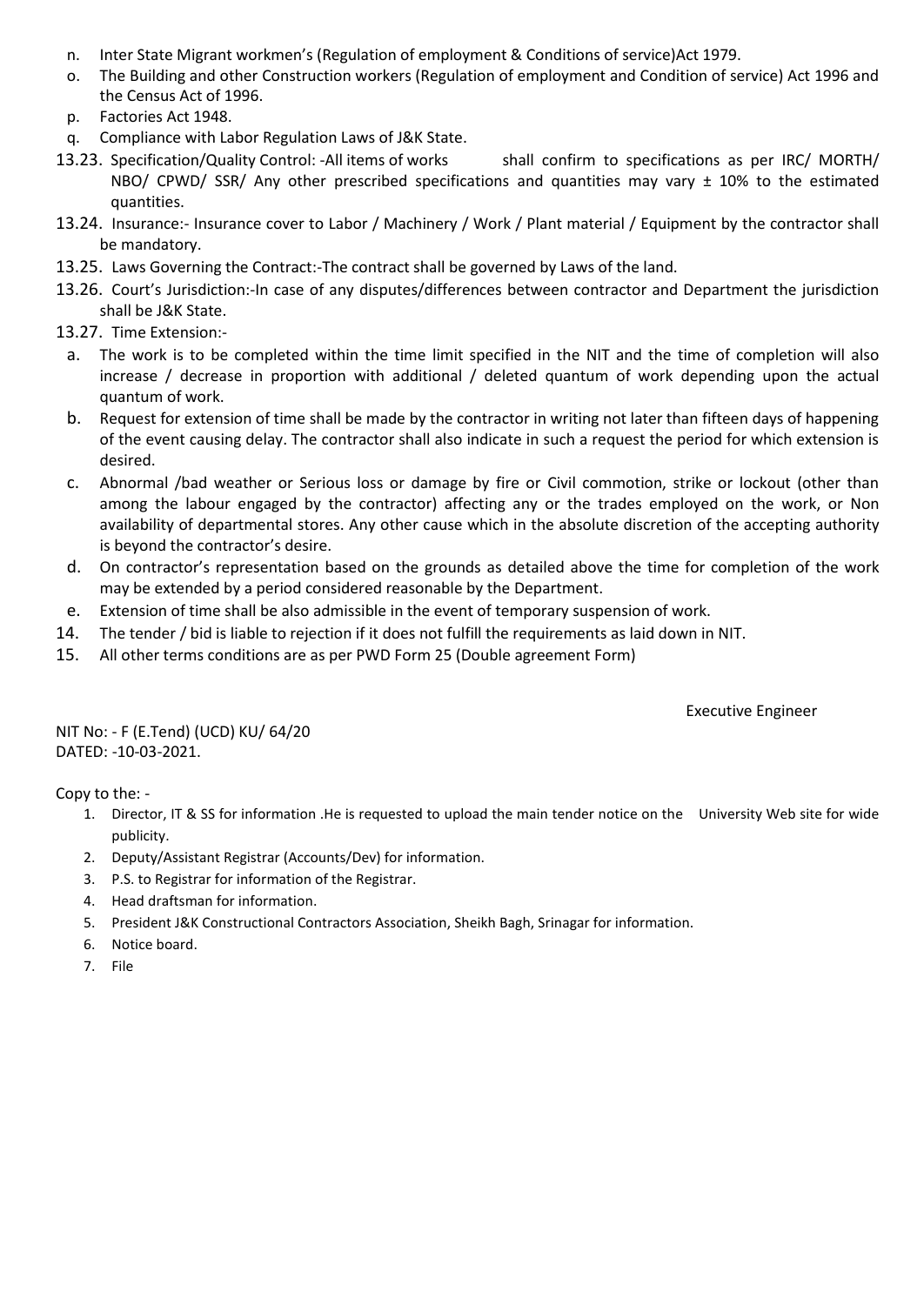n. Inter State Migrant workmen's (Regulation of employment & Conditions of service)Act 1979.

o. The Building and other Construction workers (Regulation of employment and Condition of service) Act 1996 and the Census Act of 1996.

p. Factories Act 1948.

q. Compliance with Labor Regulation Laws of J&K State.

13.23. Specification/Quality Control: -All items of works shall confirm to specifications as per IRC/ MORTH/ NBO/ CPWD/ SSR/ Any other prescribed specifications and quantities may vary ± 10% to the estimated quantities.

13.24. Insurance:- Insurance cover to Labor / Machinery / Work / Plant material / Equipment by the contractor shall be mandatory.

13.25. Laws Governing the Contract:-The contract shall be governed by Laws of the land.

13.26. Court's Jurisdiction:-In case of any disputes/differences between contractor and Department the jurisdiction shall be J&K State.

13.27. Time Extension:-

a. The work is to be completed within the time limit specified in the NIT and the time of completion will also increase / decrease in proportion with additional / deleted quantum of work depending upon the actual quantum of work.

b. Request for extension of time shall be made by the contractor in writing not later than fifteen days of happening of the event causing delay. The contractor shall also indicate in such a request the period for which extension is desired.

c. Abnormal /bad weather or Serious loss or damage by fire or Civil commotion, strike or lockout (other than among the labour engaged by the contractor) affecting any or the trades employed on the work, or Non availability of departmental stores. Any other cause which in the absolute discretion of the accepting authority is beyond the contractor's desire.

d. On contractor's representation based on the grounds as detailed above the time for completion of the work may be extended by a period considered reasonable by the Department.

e. Extension of time shall be also admissible in the event of temporary suspension of work.

14. The tender / bid is liable to rejection if it does not fulfill the requirements as laid down in NIT.

15. All other terms conditions are as per PWD Form 25 (Double agreement Form)

Executive Engineer

NIT No: - F (E.Tend) (UCD) KU/ 64/20
DATED: -10-03-2021.

Copy to the: -

1. Director, IT & SS for information .He is requested to upload the main tender notice on the University Web site for wide publicity.
2. Deputy/Assistant Registrar (Accounts/Dev) for information.
3. P.S. to Registrar for information of the Registrar.
4. Head draftsman for information.
5. President J&K Constructional Contractors Association, Sheikh Bagh, Srinagar for information.
6. Notice board.
7. File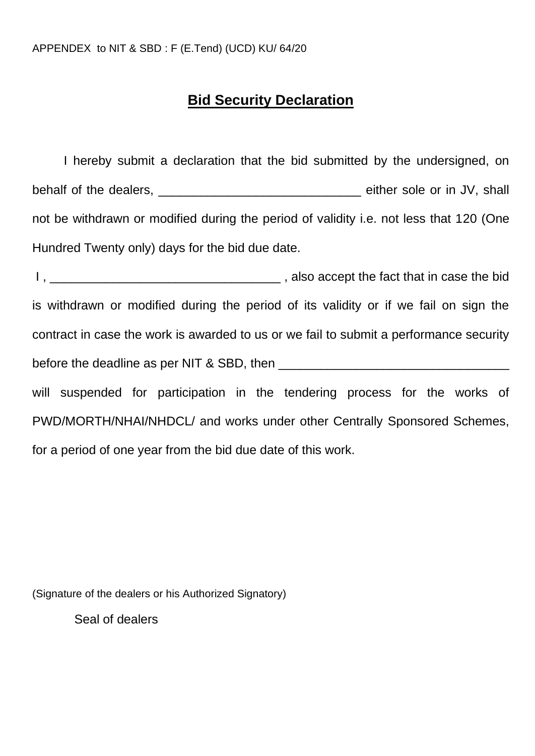APPENDEX to NIT & SBD : F (E.Tend) (UCD) KU/ 64/20

# Bid Security Declaration

I hereby submit a declaration that the bid submitted by the undersigned, on behalf of the dealers, _____________________________ either sole or in JV, shall not be withdrawn or modified during the period of validity i.e. not less that 120 (One Hundred Twenty only) days for the bid due date.

I , _________________________________ , also accept the fact that in case the bid is withdrawn or modified during the period of its validity or if we fail on sign the contract in case the work is awarded to us or we fail to submit a performance security before the deadline as per NIT & SBD, then _________________________________ will suspended for participation in the tendering process for the works of PWD/MORTH/NHAI/NHDCL/ and works under other Centrally Sponsored Schemes, for a period of one year from the bid due date of this work.

(Signature of the dealers or his Authorized Signatory)

Seal of dealers